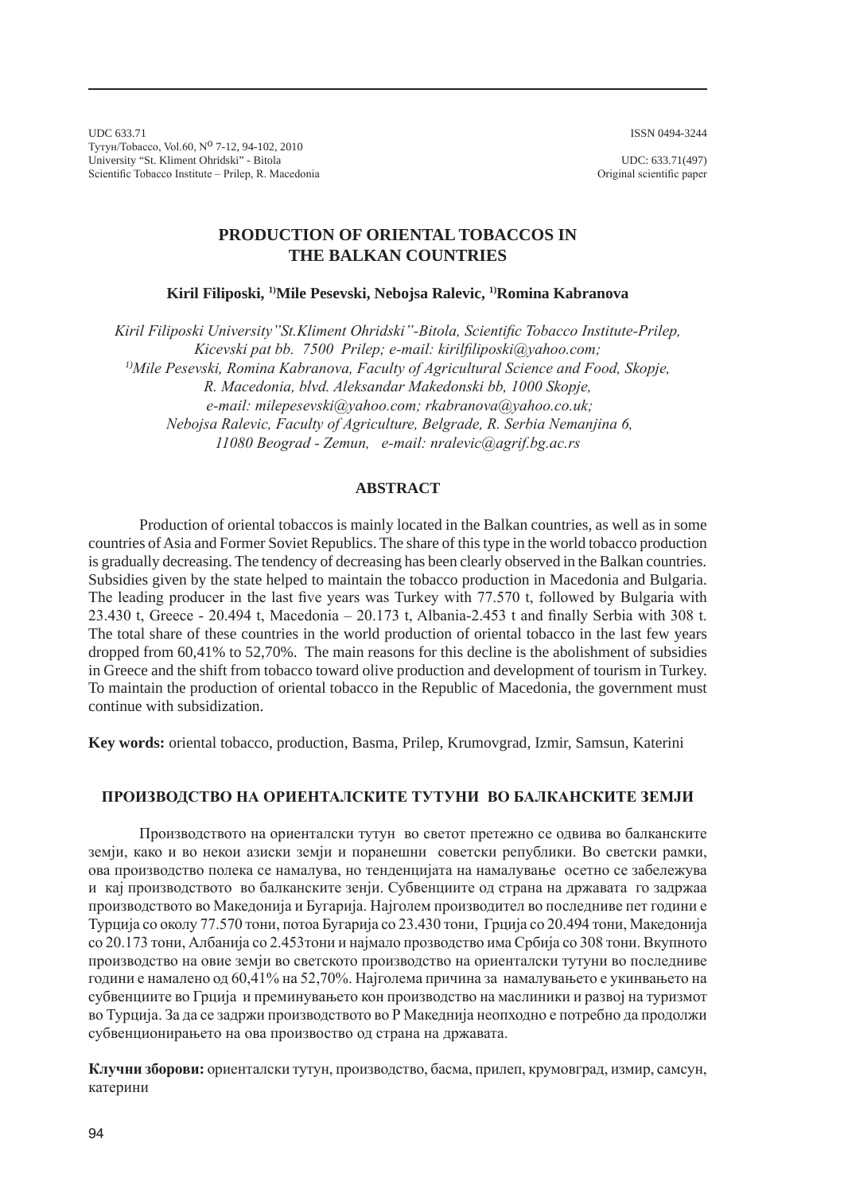UDC 633.71
Тутун/Tobacco, Vol.60, N$^{o}$ 7-12, 94-102, 2010
University "St. Kliment Ohridski" - Bitola
Scientific Tobacco Institute – Prilep, R. Macedonia

ISSN 0494-3244

UDC: 633.71(497)
Original scientific paper

# PRODUCTION OF ORIENTAL TOBACCOS IN THE BALKAN COUNTRIES

**Kiril Filiposki, [1)]Mile Pesevski, Nebojsa Ralevic, [1)]Romina Kabranova**

*Kiril Filiposki University"St.Kliment Ohridski"-Bitola, Scientific Tobacco Institute-Prilep, Kicevski pat bb. 7500 Prilep; e-mail: kirilfiliposki@yahoo.com;*
*[1)]Mile Pesevski, Romina Kabranova, Faculty of Agricultural Science and Food, Skopje, R. Macedonia, blvd. Aleksandar Makedonski bb, 1000 Skopje, e-mail: milepesevski@yahoo.com; rkabranova@yahoo.co.uk;*
*Nebojsa Ralevic, Faculty of Agriculture, Belgrade, R. Serbia Nemanjina 6, 11080 Beograd - Zemun, e-mail: nralevic@agrif.bg.ac.rs*

## ABSTRACT

Production of oriental tobaccos is mainly located in the Balkan countries, as well as in some countries of Asia and Former Soviet Republics. The share of this type in the world tobacco production is gradually decreasing. The tendency of decreasing has been clearly observed in the Balkan countries. Subsidies given by the state helped to maintain the tobacco production in Macedonia and Bulgaria. The leading producer in the last five years was Turkey with 77.570 t, followed by Bulgaria with 23.430 t, Greece - 20.494 t, Macedonia – 20.173 t, Albania-2.453 t and finally Serbia with 308 t. The total share of these countries in the world production of oriental tobacco in the last few years dropped from 60,41% to 52,70%. The main reasons for this decline is the abolishment of subsidies in Greece and the shift from tobacco toward olive production and development of tourism in Turkey. To maintain the production of oriental tobacco in the Republic of Macedonia, the government must continue with subsidization.

**Key words:** oriental tobacco, production, Basma, Prilep, Krumovgrad, Izmir, Samsun, Katerini

## ПРОИЗВОДСТВО НА ОРИЕНТАЛСКИТЕ ТУТУНИ ВО БАЛКАНСКИТЕ ЗЕМЈИ

Производството на ориенталски тутун во светот претежно се одвива во балканските земји, како и во некои азиски земји и поранешни советски републики. Во светски рамки, ова производство полека се намалува, но тенденцијата на намалување осетно се забележува и кај производството во балканските зенји. Субвенциите од страна на државата го задржаа производството во Македонија и Бугарија. Најголем производител во последниве пет години е Турција со околу 77.570 тони, потоа Бугарија со 23.430 тони, Грција со 20.494 тони, Македонија со 20.173 тони, Албанија со 2.453тони и најмало прозводство има Србија со 308 тони. Вкупното производство на овие земји во светското производство на ориенталски тутуни во последниве години е намалено од 60,41% на 52,70%. Најголема причина за намалувањето е укинувањето на субвенциите во Грција и преминувањето кон производство на маслиники и развој на туризмот во Турција. За да се задржи производството во Р Македнија неопходно е потребно да продолжи субвенционирањето на ова производство од страна на државата.

**Клучни зборови:** ориенталски тутун, производство, басма, прилеп, крумовград, измир, самсун, катерини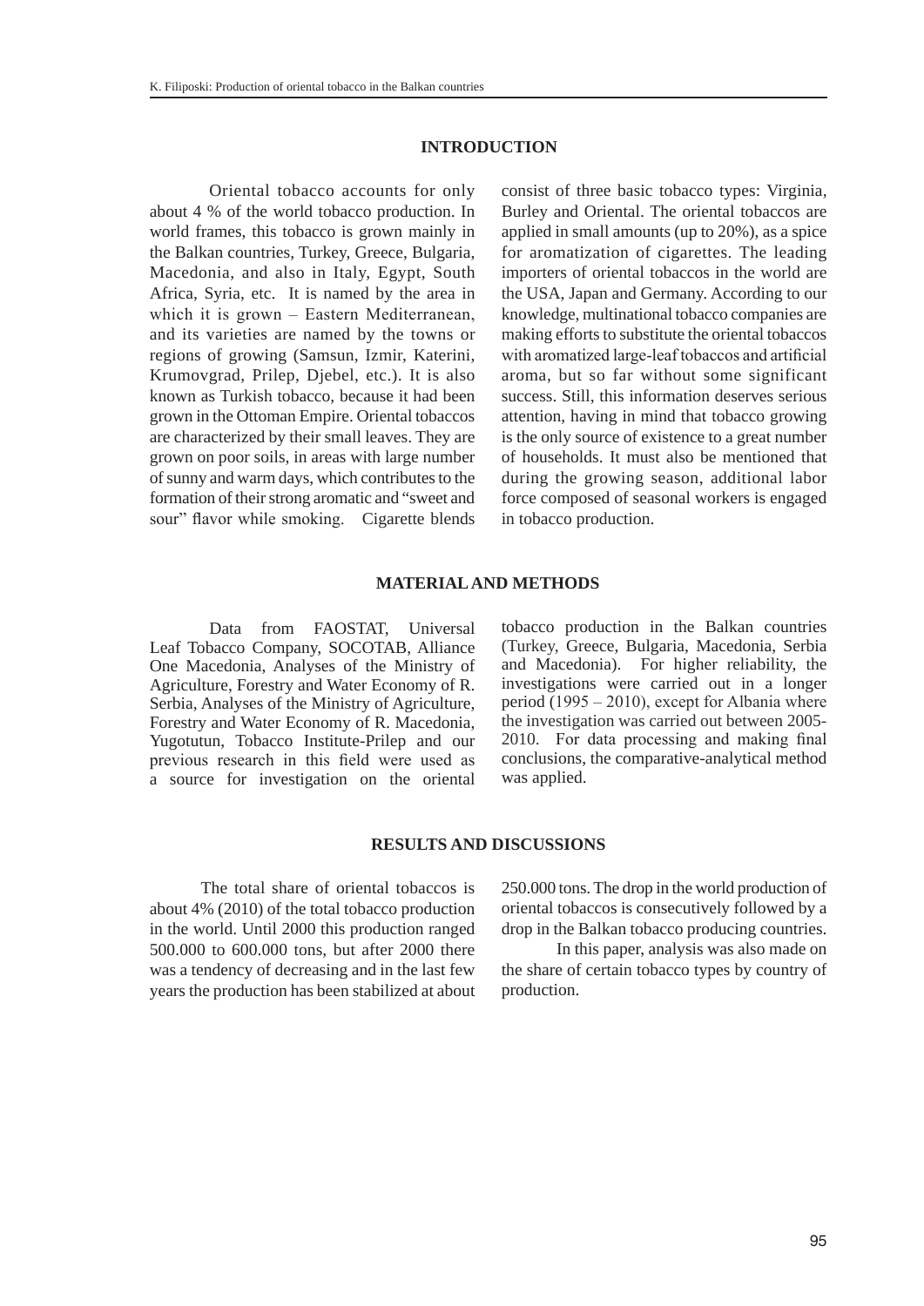## INTRODUCTION

Oriental tobacco accounts for only about 4 % of the world tobacco production. In world frames, this tobacco is grown mainly in the Balkan countries, Turkey, Greece, Bulgaria, Macedonia, and also in Italy, Egypt, South Africa, Syria, etc. It is named by the area in which it is grown – Eastern Mediterranean, and its varieties are named by the towns or regions of growing (Samsun, Izmir, Katerini, Krumovgrad, Prilep, Djebel, etc.). It is also known as Turkish tobacco, because it had been grown in the Ottoman Empire. Oriental tobaccos are characterized by their small leaves. They are grown on poor soils, in areas with large number of sunny and warm days, which contributes to the formation of their strong aromatic and "sweet and sour" flavor while smoking. Cigarette blends consist of three basic tobacco types: Virginia, Burley and Oriental. The oriental tobaccos are applied in small amounts (up to 20%), as a spice for aromatization of cigarettes. The leading importers of oriental tobaccos in the world are the USA, Japan and Germany. According to our knowledge, multinational tobacco companies are making efforts to substitute the oriental tobaccos with aromatized large-leaf tobaccos and artificial aroma, but so far without some significant success. Still, this information deserves serious attention, having in mind that tobacco growing is the only source of existence to a great number of households. It must also be mentioned that during the growing season, additional labor force composed of seasonal workers is engaged in tobacco production.

## MATERIAL AND METHODS

Data from FAOSTAT, Universal Leaf Tobacco Company, SOCOTAB, Alliance One Macedonia, Analyses of the Ministry of Agriculture, Forestry and Water Economy of R. Serbia, Analyses of the Ministry of Agriculture, Forestry and Water Economy of R. Macedonia, Yugotutun, Tobacco Institute-Prilep and our previous research in this field were used as a source for investigation on the oriental tobacco production in the Balkan countries (Turkey, Greece, Bulgaria, Macedonia, Serbia and Macedonia). For higher reliability, the investigations were carried out in a longer period (1995 – 2010), except for Albania where the investigation was carried out between 2005-2010. For data processing and making final conclusions, the comparative-analytical method was applied.

## RESULTS AND DISCUSSIONS

The total share of oriental tobaccos is about 4% (2010) of the total tobacco production in the world. Until 2000 this production ranged 500.000 to 600.000 tons, but after 2000 there was a tendency of decreasing and in the last few years the production has been stabilized at about 250.000 tons. The drop in the world production of oriental tobaccos is consecutively followed by a drop in the Balkan tobacco producing countries.

In this paper, analysis was also made on the share of certain tobacco types by country of production.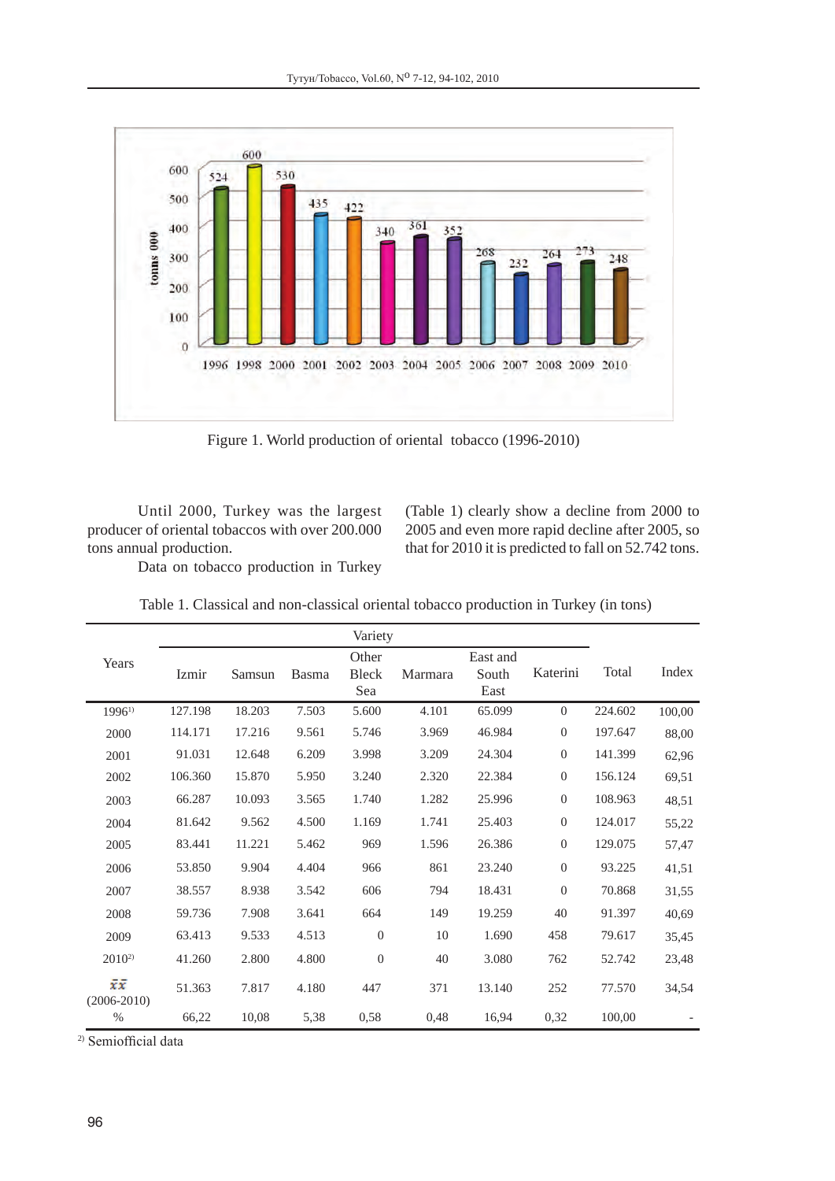Figure 1. World production of oriental tobacco (1996-2010)

Until 2000, Turkey was the largest producer of oriental tobaccos with over 200.000 tons annual production.

Data on tobacco production in Turkey (Table 1) clearly show a decline from 2000 to 2005 and even more rapid decline after 2005, so that for 2010 it is predicted to fall on 52.742 tons.

Table 1. Classical and non-classical oriental tobacco production in Turkey (in tons)

| Years | Variety | | | | | | | Total | Index |
|---|---|---|---|---|---|---|---|---|---|
| | Izmir | Samsun | Basma | Other Bleck Sea | Marmara | East and South East | Katerini | | |
| 1996[1] | 127.198 | 18.203 | 7.503 | 5.600 | 4.101 | 65.099 | 0 | 224.602 | 100,00 |
| 2000 | 114.171 | 17.216 | 9.561 | 5.746 | 3.969 | 46.984 | 0 | 197.647 | 88,00 |
| 2001 | 91.031 | 12.648 | 6.209 | 3.998 | 3.209 | 24.304 | 0 | 141.399 | 62,96 |
| 2002 | 106.360 | 15.870 | 5.950 | 3.240 | 2.320 | 22.384 | 0 | 156.124 | 69,51 |
| 2003 | 66.287 | 10.093 | 3.565 | 1.740 | 1.282 | 25.996 | 0 | 108.963 | 48,51 |
| 2004 | 81.642 | 9.562 | 4.500 | 1.169 | 1.741 | 25.403 | 0 | 124.017 | 55,22 |
| 2005 | 83.441 | 11.221 | 5.462 | 969 | 1.596 | 26.386 | 0 | 129.075 | 57,47 |
| 2006 | 53.850 | 9.904 | 4.404 | 966 | 861 | 23.240 | 0 | 93.225 | 41,51 |
| 2007 | 38.557 | 8.938 | 3.542 | 606 | 794 | 18.431 | 0 | 70.868 | 31,55 |
| 2008 | 59.736 | 7.908 | 3.641 | 664 | 149 | 19.259 | 40 | 91.397 | 40,69 |
| 2009 | 63.413 | 9.533 | 4.513 | 0 | 10 | 1.690 | 458 | 79.617 | 35,45 |
| 2010[2] | 41.260 | 2.800 | 4.800 | 0 | 40 | 3.080 | 762 | 52.742 | 23,48 |
| $\bar{x}\bar{x}$ (2006-2010) | 51.363 | 7.817 | 4.180 | 447 | 371 | 13.140 | 252 | 77.570 | 34,54 |
| % | 66,22 | 10,08 | 5,38 | 0,58 | 0,48 | 16,94 | 0,32 | 100,00 | - |

[2] Semiofficial data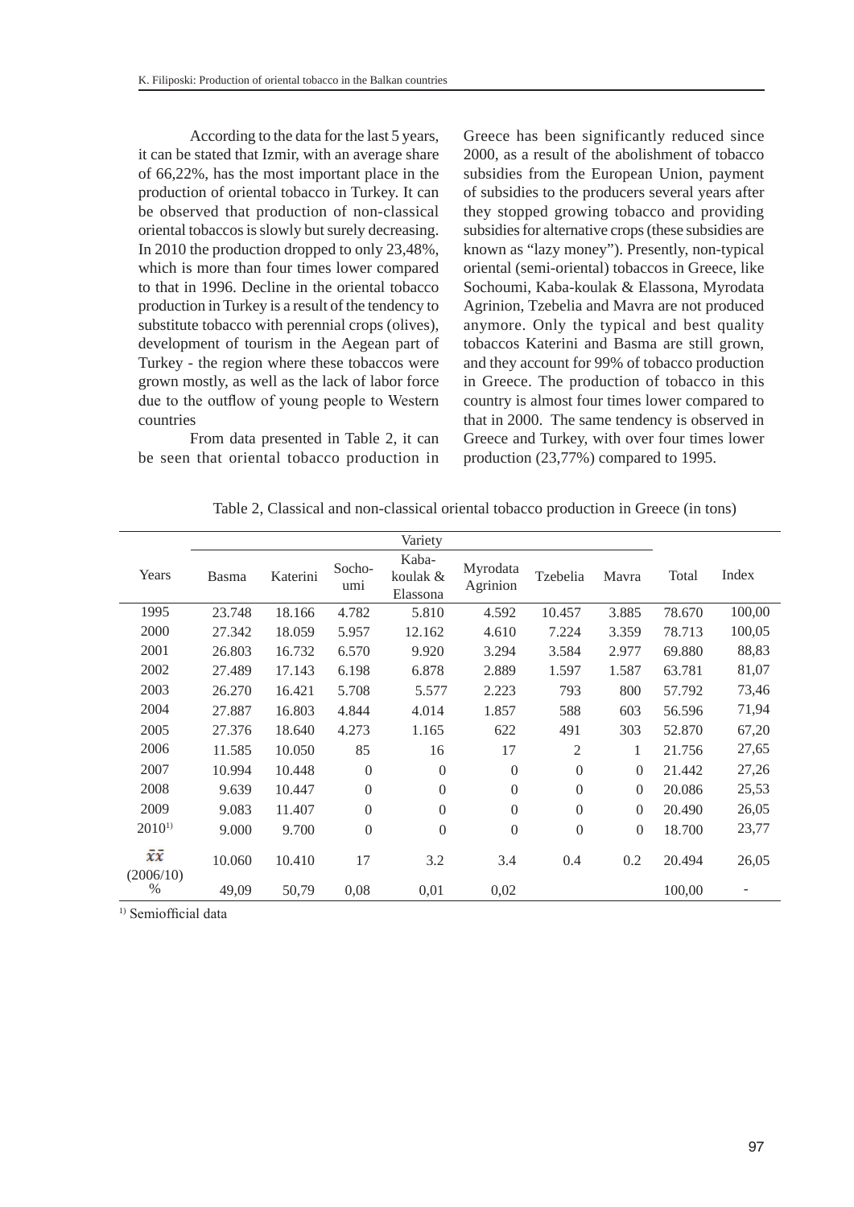According to the data for the last 5 years, it can be stated that Izmir, with an average share of 66,22%, has the most important place in the production of oriental tobacco in Turkey. It can be observed that production of non-classical oriental tobaccos is slowly but surely decreasing. In 2010 the production dropped to only 23,48%, which is more than four times lower compared to that in 1996. Decline in the oriental tobacco production in Turkey is a result of the tendency to substitute tobacco with perennial crops (olives), development of tourism in the Aegean part of Turkey - the region where these tobaccos were grown mostly, as well as the lack of labor force due to the outflow of young people to Western countries

From data presented in Table 2, it can be seen that oriental tobacco production in Greece has been significantly reduced since 2000, as a result of the abolishment of tobacco subsidies from the European Union, payment of subsidies to the producers several years after they stopped growing tobacco and providing subsidies for alternative crops (these subsidies are known as "lazy money"). Presently, non-typical oriental (semi-oriental) tobaccos in Greece, like Sochoumi, Kaba-koulak & Elassona, Myrodata Agrinion, Tzebelia and Mavra are not produced anymore. Only the typical and best quality tobaccos Katerini and Basma are still grown, and they account for 99% of tobacco production in Greece. The production of tobacco in this country is almost four times lower compared to that in 2000. The same tendency is observed in Greece and Turkey, with over four times lower production (23,77%) compared to 1995.

Table 2, Classical and non-classical oriental tobacco production in Greece (in tons)

| Years | Variety | | | | | | | Total | Index |
|---|---|---|---|---|---|---|---|---|---|
| | Basma | Katerini | Socho-umi | Kaba-koulak & Elassona | Myrodata Agrinion | Tzebelia | Mavra | | |
| 1995 | 23.748 | 18.166 | 4.782 | 5.810 | 4.592 | 10.457 | 3.885 | 78.670 | 100,00 |
| 2000 | 27.342 | 18.059 | 5.957 | 12.162 | 4.610 | 7.224 | 3.359 | 78.713 | 100,05 |
| 2001 | 26.803 | 16.732 | 6.570 | 9.920 | 3.294 | 3.584 | 2.977 | 69.880 | 88,83 |
| 2002 | 27.489 | 17.143 | 6.198 | 6.878 | 2.889 | 1.597 | 1.587 | 63.781 | 81,07 |
| 2003 | 26.270 | 16.421 | 5.708 | 5.577 | 2.223 | 793 | 800 | 57.792 | 73,46 |
| 2004 | 27.887 | 16.803 | 4.844 | 4.014 | 1.857 | 588 | 603 | 56.596 | 71,94 |
| 2005 | 27.376 | 18.640 | 4.273 | 1.165 | 622 | 491 | 303 | 52.870 | 67,20 |
| 2006 | 11.585 | 10.050 | 85 | 16 | 17 | 2 | 1 | 21.756 | 27,65 |
| 2007 | 10.994 | 10.448 | 0 | 0 | 0 | 0 | 0 | 21.442 | 27,26 |
| 2008 | 9.639 | 10.447 | 0 | 0 | 0 | 0 | 0 | 20.086 | 25,53 |
| 2009 | 9.083 | 11.407 | 0 | 0 | 0 | 0 | 0 | 20.490 | 26,05 |
| 2010[1] | 9.000 | 9.700 | 0 | 0 | 0 | 0 | 0 | 18.700 | 23,77 |
| $\bar{x}\bar{x}$ (2006/10) | 10.060 | 10.410 | 17 | 3.2 | 3.4 | 0.4 | 0.2 | 20.494 | 26,05 |
| % | 49,09 | 50,79 | 0,08 | 0,01 | 0,02 | | | 100,00 | - |

[1] Semiofficial data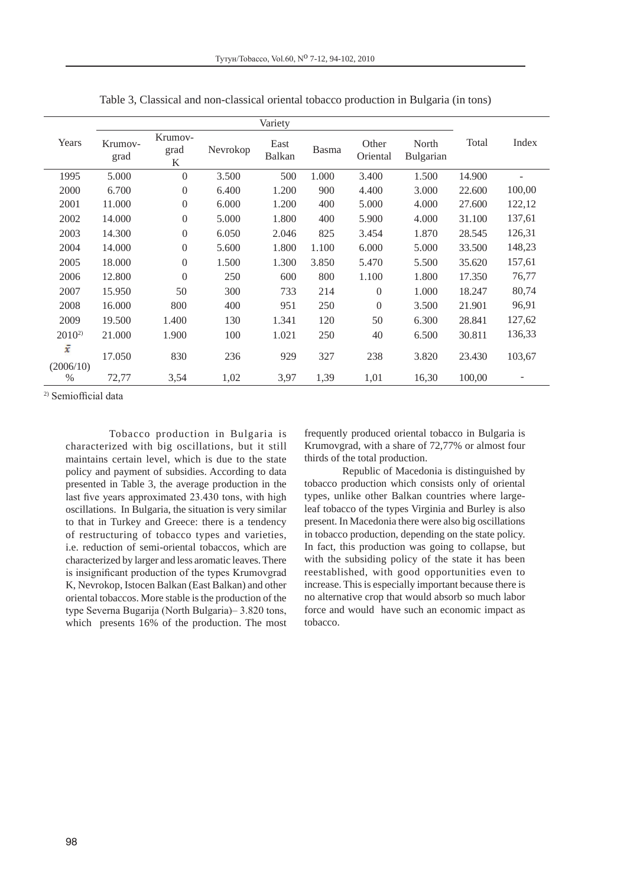Table 3, Classical and non-classical oriental tobacco production in Bulgaria (in tons)

| Years | Variety | | | | | | | Total | Index |
|---|---|---|---|---|---|---|---|---|---|
| | Krumov-grad | Krumov-grad K | Nevrokop | East Balkan | Basma | Other Oriental | North Bulgarian | | |
| 1995 | 5.000 | 0 | 3.500 | 500 | 1.000 | 3.400 | 1.500 | 14.900 | - |
| 2000 | 6.700 | 0 | 6.400 | 1.200 | 900 | 4.400 | 3.000 | 22.600 | 100,00 |
| 2001 | 11.000 | 0 | 6.000 | 1.200 | 400 | 5.000 | 4.000 | 27.600 | 122,12 |
| 2002 | 14.000 | 0 | 5.000 | 1.800 | 400 | 5.900 | 4.000 | 31.100 | 137,61 |
| 2003 | 14.300 | 0 | 6.050 | 2.046 | 825 | 3.454 | 1.870 | 28.545 | 126,31 |
| 2004 | 14.000 | 0 | 5.600 | 1.800 | 1.100 | 6.000 | 5.000 | 33.500 | 148,23 |
| 2005 | 18.000 | 0 | 1.500 | 1.300 | 3.850 | 5.470 | 5.500 | 35.620 | 157,61 |
| 2006 | 12.800 | 0 | 250 | 600 | 800 | 1.100 | 1.800 | 17.350 | 76,77 |
| 2007 | 15.950 | 50 | 300 | 733 | 214 | 0 | 1.000 | 18.247 | 80,74 |
| 2008 | 16.000 | 800 | 400 | 951 | 250 | 0 | 3.500 | 21.901 | 96,91 |
| 2009 | 19.500 | 1.400 | 130 | 1.341 | 120 | 50 | 6.300 | 28.841 | 127,62 |
| 2010[2] | 21.000 | 1.900 | 100 | 1.021 | 250 | 40 | 6.500 | 30.811 | 136,33 |
| $\bar{x}$ (2006/10) | 17.050 | 830 | 236 | 929 | 327 | 238 | 3.820 | 23.430 | 103,67 |
| % | 72,77 | 3,54 | 1,02 | 3,97 | 1,39 | 1,01 | 16,30 | 100,00 | - |

[2] Semiofficial data

Tobacco production in Bulgaria is characterized with big oscillations, but it still maintains certain level, which is due to the state policy and payment of subsidies. According to data presented in Table 3, the average production in the last five years approximated 23.430 tons, with high oscillations. In Bulgaria, the situation is very similar to that in Turkey and Greece: there is a tendency of restructuring of tobacco types and varieties, i.e. reduction of semi-oriental tobaccos, which are characterized by larger and less aromatic leaves. There is insignificant production of the types Krumovgrad K, Nevrokop, Istocen Balkan (East Balkan) and other oriental tobaccos. More stable is the production of the type Severna Bugarija (North Bulgaria)– 3.820 tons, which presents 16% of the production. The most frequently produced oriental tobacco in Bulgaria is Krumovgrad, with a share of 72,77% or almost four thirds of the total production.

Republic of Macedonia is distinguished by tobacco production which consists only of oriental types, unlike other Balkan countries where large-leaf tobacco of the types Virginia and Burley is also present. In Macedonia there were also big oscillations in tobacco production, depending on the state policy. In fact, this production was going to collapse, but with the subsiding policy of the state it has been reestablished, with good opportunities even to increase. This is especially important because there is no alternative crop that would absorb so much labor force and would have such an economic impact as tobacco.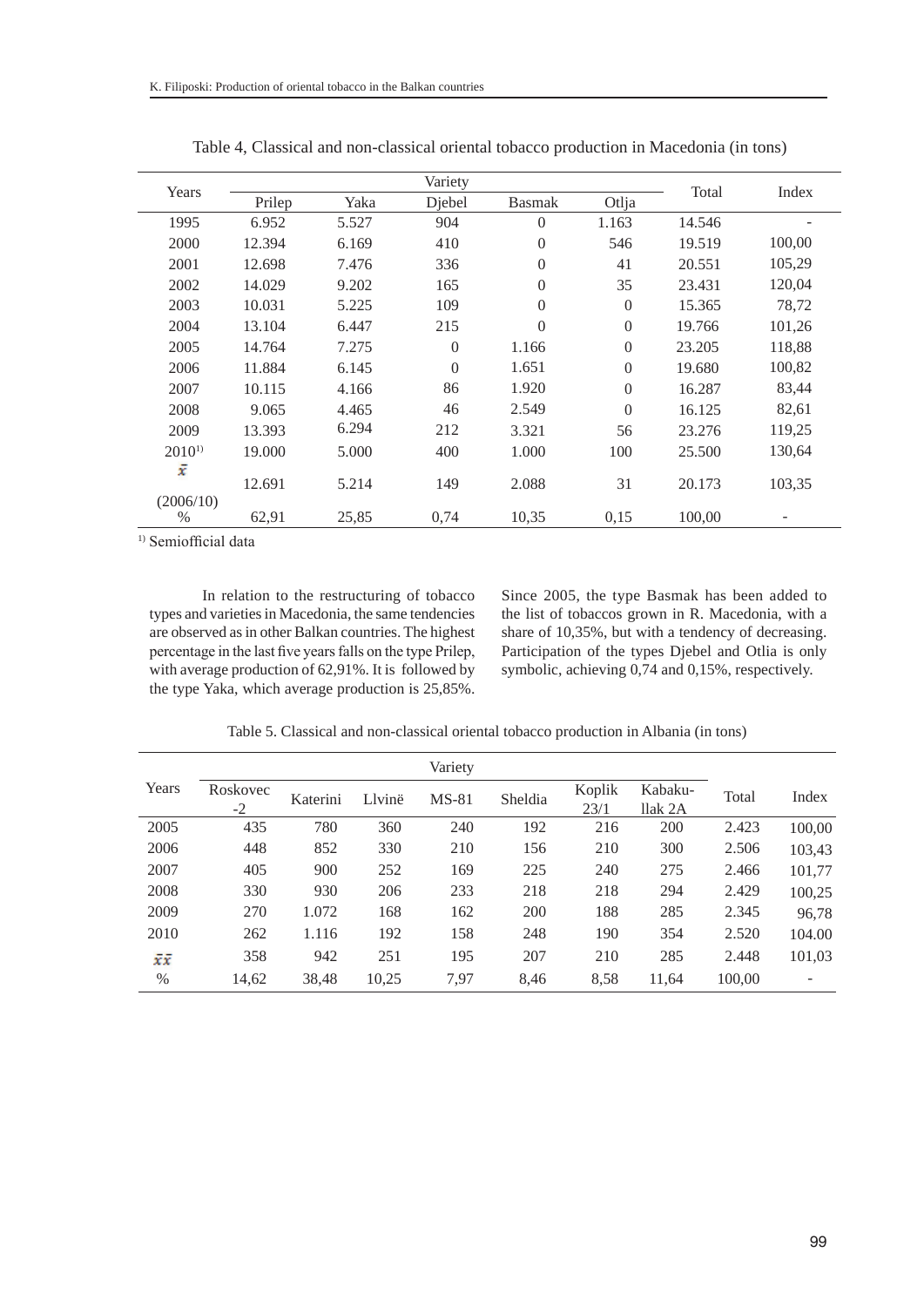Table 4, Classical and non-classical oriental tobacco production in Macedonia (in tons)

| Years | Variety | | | | | Total | Index |
|---|---|---|---|---|---|---|---|
| | Prilep | Yaka | Djebel | Basmak | Otlja | | |
| 1995 | 6.952 | 5.527 | 904 | 0 | 1.163 | 14.546 | - |
| 2000 | 12.394 | 6.169 | 410 | 0 | 546 | 19.519 | 100,00 |
| 2001 | 12.698 | 7.476 | 336 | 0 | 41 | 20.551 | 105,29 |
| 2002 | 14.029 | 9.202 | 165 | 0 | 35 | 23.431 | 120,04 |
| 2003 | 10.031 | 5.225 | 109 | 0 | 0 | 15.365 | 78,72 |
| 2004 | 13.104 | 6.447 | 215 | 0 | 0 | 19.766 | 101,26 |
| 2005 | 14.764 | 7.275 | 0 | 1.166 | 0 | 23.205 | 118,88 |
| 2006 | 11.884 | 6.145 | 0 | 1.651 | 0 | 19.680 | 100,82 |
| 2007 | 10.115 | 4.166 | 86 | 1.920 | 0 | 16.287 | 83,44 |
| 2008 | 9.065 | 4.465 | 46 | 2.549 | 0 | 16.125 | 82,61 |
| 2009 | 13.393 | 6.294 | 212 | 3.321 | 56 | 23.276 | 119,25 |
| 2010[1] | 19.000 | 5.000 | 400 | 1.000 | 100 | 25.500 | 130,64 |
| $\bar{x}$ (2006/10) | 12.691 | 5.214 | 149 | 2.088 | 31 | 20.173 | 103,35 |
| % | 62,91 | 25,85 | 0,74 | 10,35 | 0,15 | 100,00 | - |

[1] Semiofficial data

In relation to the restructuring of tobacco types and varieties in Macedonia, the same tendencies are observed as in other Balkan countries. The highest percentage in the last five years falls on the type Prilep, with average production of 62,91%. It is followed by the type Yaka, which average production is 25,85%. Since 2005, the type Basmak has been added to the list of tobaccos grown in R. Macedonia, with a share of 10,35%, but with a tendency of decreasing. Participation of the types Djebel and Otlia is only symbolic, achieving 0,74 and 0,15%, respectively.

Table 5. Classical and non-classical oriental tobacco production in Albania (in tons)

| Years | Variety | | | | | | | Total | Index |
|---|---|---|---|---|---|---|---|---|---|
| | Roskovec -2 | Katerini | Llvinë | MS-81 | Sheldia | Koplik 23/1 | Kabaku-llak 2A | | |
| 2005 | 435 | 780 | 360 | 240 | 192 | 216 | 200 | 2.423 | 100,00 |
| 2006 | 448 | 852 | 330 | 210 | 156 | 210 | 300 | 2.506 | 103,43 |
| 2007 | 405 | 900 | 252 | 169 | 225 | 240 | 275 | 2.466 | 101,77 |
| 2008 | 330 | 930 | 206 | 233 | 218 | 218 | 294 | 2.429 | 100,25 |
| 2009 | 270 | 1.072 | 168 | 162 | 200 | 188 | 285 | 2.345 | 96,78 |
| 2010 | 262 | 1.116 | 192 | 158 | 248 | 190 | 354 | 2.520 | 104.00 |
| $\bar{x}\bar{x}$ | 358 | 942 | 251 | 195 | 207 | 210 | 285 | 2.448 | 101,03 |
| % | 14,62 | 38,48 | 10,25 | 7,97 | 8,46 | 8,58 | 11,64 | 100,00 | - |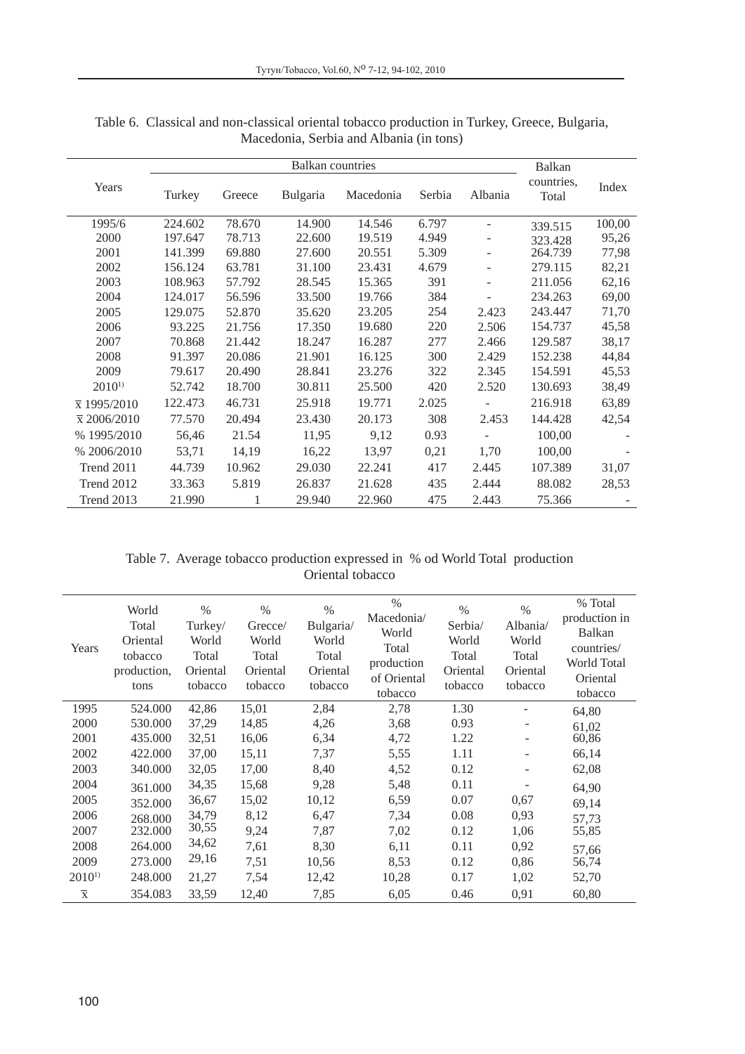Table 6. Classical and non-classical oriental tobacco production in Turkey, Greece, Bulgaria, Macedonia, Serbia and Albania (in tons)

| Years | Balkan countries | | | | | | Balkan countries, Total | Index |
|---|---|---|---|---|---|---|---|---|
| | Turkey | Greece | Bulgaria | Macedonia | Serbia | Albania | | |
| 1995/6 | 224.602 | 78.670 | 14.900 | 14.546 | 6.797 | - | 339.515 | 100,00 |
| 2000 | 197.647 | 78.713 | 22.600 | 19.519 | 4.949 | - | 323.428 | 95,26 |
| 2001 | 141.399 | 69.880 | 27.600 | 20.551 | 5.309 | - | 264.739 | 77,98 |
| 2002 | 156.124 | 63.781 | 31.100 | 23.431 | 4.679 | - | 279.115 | 82,21 |
| 2003 | 108.963 | 57.792 | 28.545 | 15.365 | 391 | - | 211.056 | 62,16 |
| 2004 | 124.017 | 56.596 | 33.500 | 19.766 | 384 | - | 234.263 | 69,00 |
| 2005 | 129.075 | 52.870 | 35.620 | 23.205 | 254 | 2.423 | 243.447 | 71,70 |
| 2006 | 93.225 | 21.756 | 17.350 | 19.680 | 220 | 2.506 | 154.737 | 45,58 |
| 2007 | 70.868 | 21.442 | 18.247 | 16.287 | 277 | 2.466 | 129.587 | 38,17 |
| 2008 | 91.397 | 20.086 | 21.901 | 16.125 | 300 | 2.429 | 152.238 | 44,84 |
| 2009 | 79.617 | 20.490 | 28.841 | 23.276 | 322 | 2.345 | 154.591 | 45,53 |
| 2010[1)] | 52.742 | 18.700 | 30.811 | 25.500 | 420 | 2.520 | 130.693 | 38,49 |
| $\bar{x}$ 1995/2010 | 122.473 | 46.731 | 25.918 | 19.771 | 2.025 | - | 216.918 | 63,89 |
| $\bar{x}$ 2006/2010 | 77.570 | 20.494 | 23.430 | 20.173 | 308 | 2.453 | 144.428 | 42,54 |
| % 1995/2010 | 56,46 | 21.54 | 11,95 | 9,12 | 0.93 | - | 100,00 | - |
| % 2006/2010 | 53,71 | 14,19 | 16,22 | 13,97 | 0,21 | 1,70 | 100,00 | - |
| Trend 2011 | 44.739 | 10.962 | 29.030 | 22.241 | 417 | 2.445 | 107.389 | 31,07 |
| Trend 2012 | 33.363 | 5.819 | 26.837 | 21.628 | 435 | 2.444 | 88.082 | 28,53 |
| Trend 2013 | 21.990 | 1 | 29.940 | 22.960 | 475 | 2.443 | 75.366 | - |

Table 7. Average tobacco production expressed in % od World Total production Oriental tobacco

| Years | World Total Oriental tobacco production, tons | % Turkey/ World Total Oriental tobacco | % Grecce/ World Total Oriental tobacco | % Bulgaria/ World Total Oriental tobacco | % Macedonia/ World Total production of Oriental tobacco | % Serbia/ World Total Oriental tobacco | % Albania/ World Total Oriental tobacco | % Total production in Balkan countries/ World Total Oriental tobacco |
|---|---|---|---|---|---|---|---|---|
| 1995 | 524.000 | 42,86 | 15,01 | 2,84 | 2,78 | 1.30 | - | 64,80 |
| 2000 | 530.000 | 37,29 | 14,85 | 4,26 | 3,68 | 0.93 | - | 61,02 |
| 2001 | 435.000 | 32,51 | 16,06 | 6,34 | 4,72 | 1.22 | - | 60,86 |
| 2002 | 422.000 | 37,00 | 15,11 | 7,37 | 5,55 | 1.11 | - | 66,14 |
| 2003 | 340.000 | 32,05 | 17,00 | 8,40 | 4,52 | 0.12 | - | 62,08 |
| 2004 | 361.000 | 34,35 | 15,68 | 9,28 | 5,48 | 0.11 | - | 64,90 |
| 2005 | 352.000 | 36,67 | 15,02 | 10,12 | 6,59 | 0.07 | 0,67 | 69,14 |
| 2006 | 268.000 | 34,79 | 8,12 | 6,47 | 7,34 | 0.08 | 0,93 | 57,73 |
| 2007 | 232.000 | 30,55 | 9,24 | 7,87 | 7,02 | 0.12 | 1,06 | 55,85 |
| 2008 | 264.000 | 34,62 | 7,61 | 8,30 | 6,11 | 0.11 | 0,92 | 57,66 |
| 2009 | 273.000 | 29,16 | 7,51 | 10,56 | 8,53 | 0.12 | 0,86 | 56,74 |
| 2010[1)] | 248.000 | 21,27 | 7,54 | 12,42 | 10,28 | 0.17 | 1,02 | 52,70 |
| $\bar{x}$ | 354.083 | 33,59 | 12,40 | 7,85 | 6,05 | 0.46 | 0,91 | 60,80 |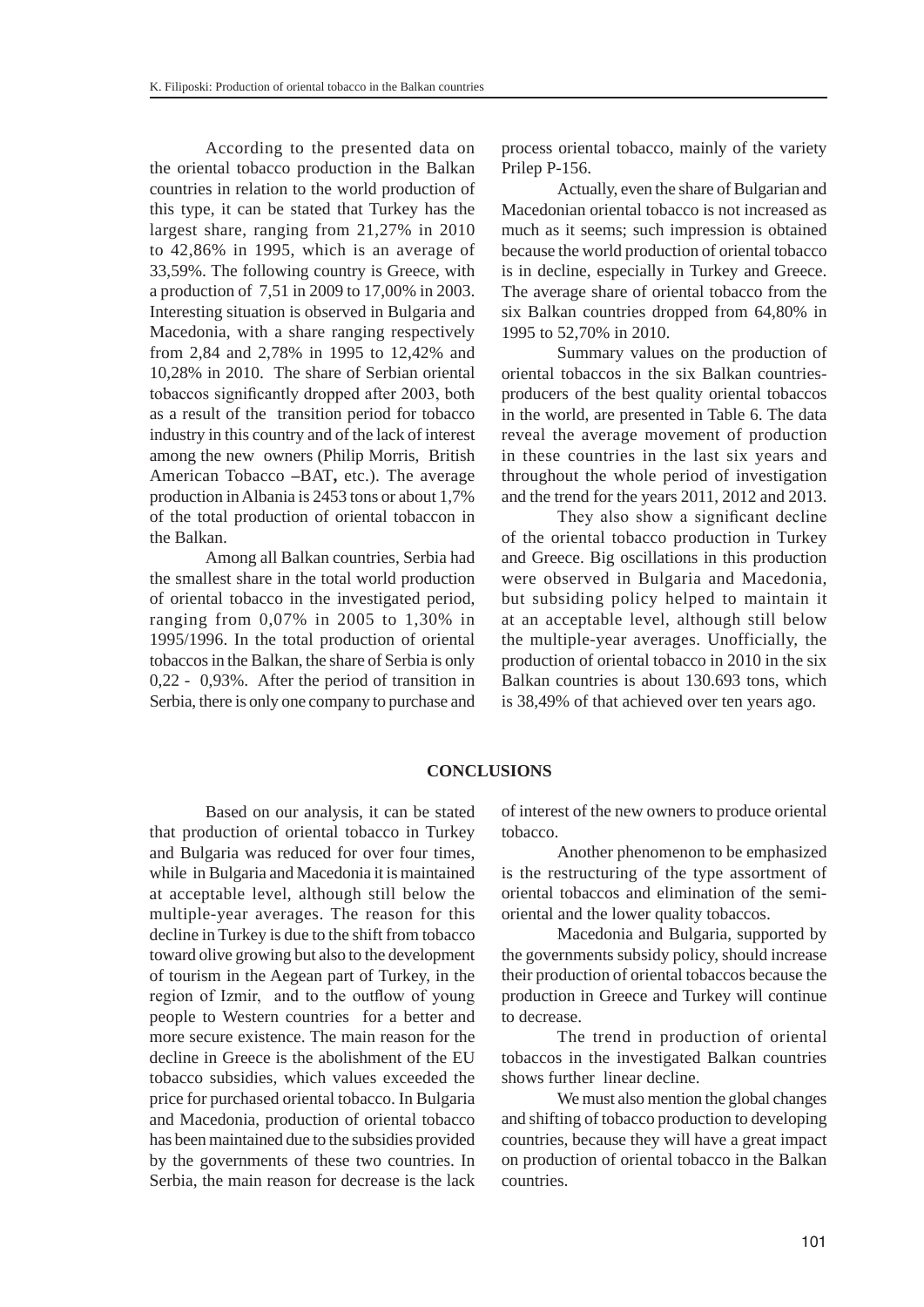According to the presented data on the oriental tobacco production in the Balkan countries in relation to the world production of this type, it can be stated that Turkey has the largest share, ranging from 21,27% in 2010 to 42,86% in 1995, which is an average of 33,59%. The following country is Greece, with a production of 7,51 in 2009 to 17,00% in 2003. Interesting situation is observed in Bulgaria and Macedonia, with a share ranging respectively from 2,84 and 2,78% in 1995 to 12,42% and 10,28% in 2010. The share of Serbian oriental tobaccos significantly dropped after 2003, both as a result of the transition period for tobacco industry in this country and of the lack of interest among the new owners (Philip Morris, British American Tobacco **–**BAT**,** etc.). The average production in Albania is 2453 tons or about 1,7% of the total production of oriental tobaccon in the Balkan.

Among all Balkan countries, Serbia had the smallest share in the total world production of oriental tobacco in the investigated period, ranging from 0,07% in 2005 to 1,30% in 1995/1996. In the total production of oriental tobaccos in the Balkan, the share of Serbia is only 0,22 - 0,93%. After the period of transition in Serbia, there is only one company to purchase and process oriental tobacco, mainly of the variety Prilep P-156.

Actually, even the share of Bulgarian and Macedonian oriental tobacco is not increased as much as it seems; such impression is obtained because the world production of oriental tobacco is in decline, especially in Turkey and Greece. The average share of oriental tobacco from the six Balkan countries dropped from 64,80% in 1995 to 52,70% in 2010.

Summary values on the production of oriental tobaccos in the six Balkan countries-producers of the best quality oriental tobaccos in the world, are presented in Table 6. The data reveal the average movement of production in these countries in the last six years and throughout the whole period of investigation and the trend for the years 2011, 2012 and 2013.

They also show a significant decline of the oriental tobacco production in Turkey and Greece. Big oscillations in this production were observed in Bulgaria and Macedonia, but subsiding policy helped to maintain it at an acceptable level, although still below the multiple-year averages. Unofficially, the production of oriental tobacco in 2010 in the six Balkan countries is about 130.693 tons, which is 38,49% of that achieved over ten years ago.

## CONCLUSIONS

Based on our analysis, it can be stated that production of oriental tobacco in Turkey and Bulgaria was reduced for over four times, while in Bulgaria and Macedonia it is maintained at acceptable level, although still below the multiple-year averages. The reason for this decline in Turkey is due to the shift from tobacco toward olive growing but also to the development of tourism in the Aegean part of Turkey, in the region of Izmir, and to the outflow of young people to Western countries for a better and more secure existence. The main reason for the decline in Greece is the abolishment of the EU tobacco subsidies, which values exceeded the price for purchased oriental tobacco. In Bulgaria and Macedonia, production of oriental tobacco has been maintained due to the subsidies provided by the governments of these two countries. In Serbia, the main reason for decrease is the lack of interest of the new owners to produce oriental tobacco.

Another phenomenon to be emphasized is the restructuring of the type assortment of oriental tobaccos and elimination of the semi-oriental and the lower quality tobaccos.

Macedonia and Bulgaria, supported by the governments subsidy policy, should increase their production of oriental tobaccos because the production in Greece and Turkey will continue to decrease.

The trend in production of oriental tobaccos in the investigated Balkan countries shows further linear decline.

We must also mention the global changes and shifting of tobacco production to developing countries, because they will have a great impact on production of oriental tobacco in the Balkan countries.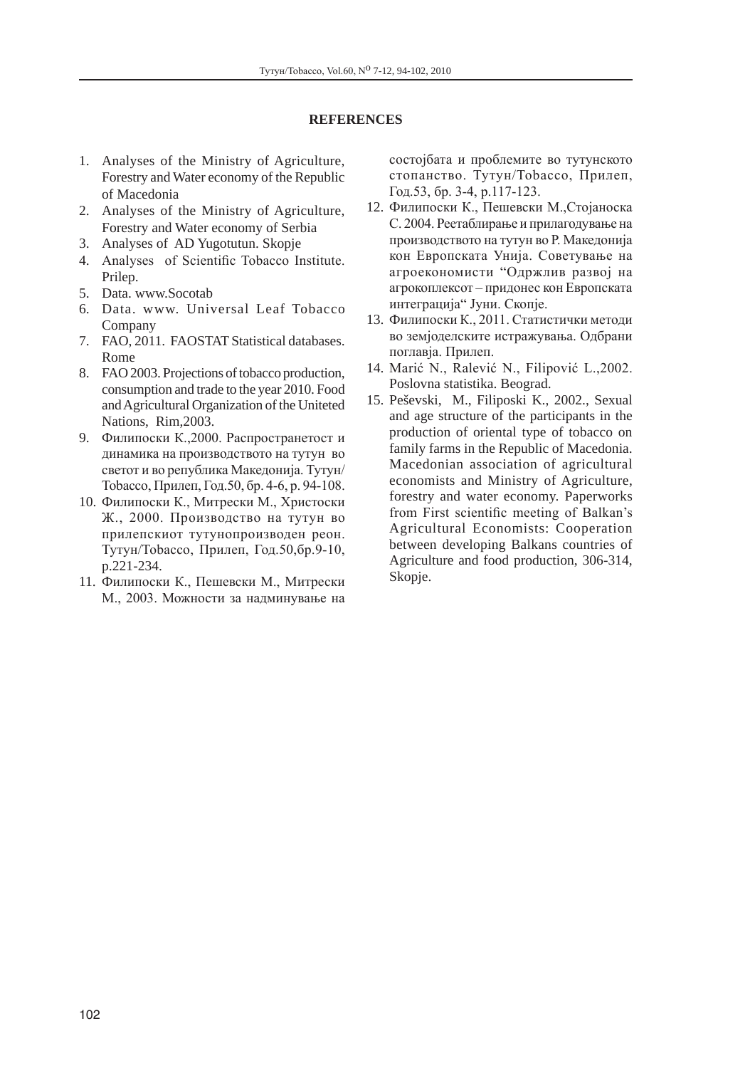## REFERENCES

1. Analyses of the Ministry of Agriculture, Forestry and Water economy of the Republic of Macedonia
2. Analyses of the Ministry of Agriculture, Forestry and Water economy of Serbia
3. Analyses of AD Yugotutun. Skopje
4. Analyses of Scientific Tobacco Institute. Prilep.
5. Data. www.Socotab
6. Data. www. Universal Leaf Tobacco Company
7. FAO, 2011. FAOSTAT Statistical databases. Rome
8. FAO 2003. Projections of tobacco production, consumption and trade to the year 2010. Food and Agricultural Organization of the Uniteted Nations, Rim,2003.
9. Филипоски К.,2000. Распространетост и динамика на производството на тутун во светот и во република Македонија. Тутун/Tobacco, Прилеп, Год.50, бр. 4-6, p. 94-108.
10. Филипоски К., Митрески М., Христоски Ж., 2000. Производство на тутун во прилепскиот тутунопроизводен реон. Тутун/Tobacco, Прилеп, Год.50,бр.9-10, p.221-234.
11. Филипоски К., Пешевски М., Митрески М., 2003. Можности за надминување на состојбата и проблемите во тутунското стопанство. Тутун/Tobacco, Прилеп, Год.53, бр. 3-4, p.117-123.
12. Филипоски К., Пешевски М.,Стојаноска С. 2004. Реетаблирање и прилагодување на производството на тутун во Р. Македонија кон Европската Унија. Советување на агроекономисти "Одржлив развој на агрокоплексот – придонес кон Европската интеграција" Јуни. Скопје.
13. Филипоски К., 2011. Статистички методи во земјоделските истражувања. Одбрани поглавја. Прилеп.
14. Marić N., Ralević N., Filipović L.,2002. Poslovna statistika. Beograd.
15. Peševski, M., Filiposki K., 2002., Sexual and age structure of the participants in the production of oriental type of tobacco on family farms in the Republic of Macedonia. Macedonian association of agricultural economists and Ministry of Agriculture, forestry and water economy. Paperworks from First scientific meeting of Balkan's Agricultural Economists: Cooperation between developing Balkans countries of Agriculture and food production, 306-314, Skopje.